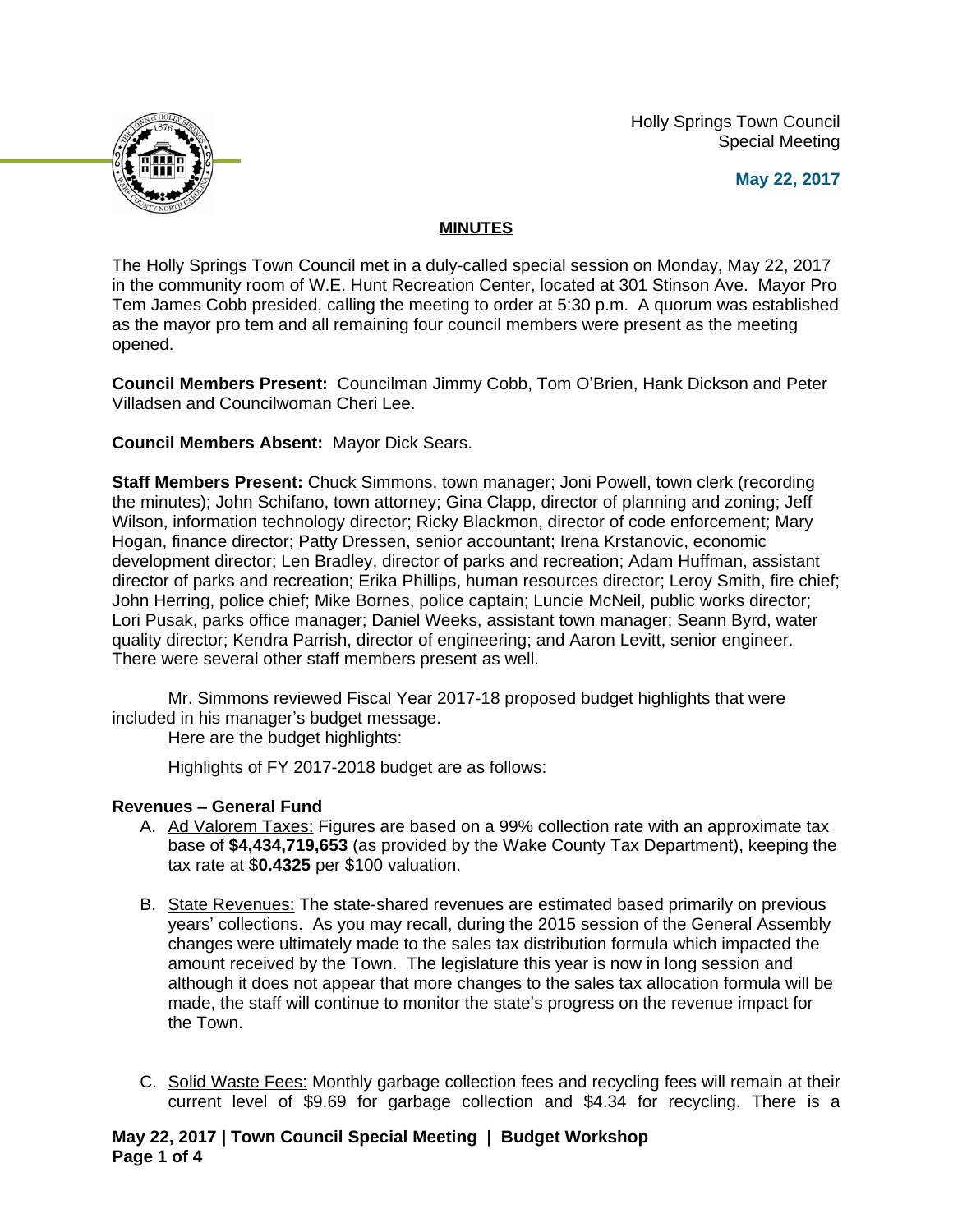Holly Springs Town Council
Special Meeting

**May 22, 2017**

## MINUTES

The Holly Springs Town Council met in a duly-called special session on Monday, May 22, 2017 in the community room of W.E. Hunt Recreation Center, located at 301 Stinson Ave. Mayor Pro Tem James Cobb presided, calling the meeting to order at 5:30 p.m. A quorum was established as the mayor pro tem and all remaining four council members were present as the meeting opened.

**Council Members Present:** Councilman Jimmy Cobb, Tom O'Brien, Hank Dickson and Peter Villadsen and Councilwoman Cheri Lee.

**Council Members Absent:** Mayor Dick Sears.

**Staff Members Present:** Chuck Simmons, town manager; Joni Powell, town clerk (recording the minutes); John Schifano, town attorney; Gina Clapp, director of planning and zoning; Jeff Wilson, information technology director; Ricky Blackmon, director of code enforcement; Mary Hogan, finance director; Patty Dressen, senior accountant; Irena Krstanovic, economic development director; Len Bradley, director of parks and recreation; Adam Huffman, assistant director of parks and recreation; Erika Phillips, human resources director; Leroy Smith, fire chief; John Herring, police chief; Mike Bornes, police captain; Luncie McNeil, public works director; Lori Pusak, parks office manager; Daniel Weeks, assistant town manager; Seann Byrd, water quality director; Kendra Parrish, director of engineering; and Aaron Levitt, senior engineer. There were several other staff members present as well.

Mr. Simmons reviewed Fiscal Year 2017-18 proposed budget highlights that were included in his manager's budget message.

Here are the budget highlights:

Highlights of FY 2017-2018 budget are as follows:

**Revenues – General Fund**

A. Ad Valorem Taxes: Figures are based on a 99% collection rate with an approximate tax base of **$4,434,719,653** (as provided by the Wake County Tax Department), keeping the tax rate at $**0.4325** per $100 valuation.

B. State Revenues: The state-shared revenues are estimated based primarily on previous years' collections. As you may recall, during the 2015 session of the General Assembly changes were ultimately made to the sales tax distribution formula which impacted the amount received by the Town. The legislature this year is now in long session and although it does not appear that more changes to the sales tax allocation formula will be made, the staff will continue to monitor the state's progress on the revenue impact for the Town.

C. Solid Waste Fees: Monthly garbage collection fees and recycling fees will remain at their current level of $9.69 for garbage collection and $4.34 for recycling. There is a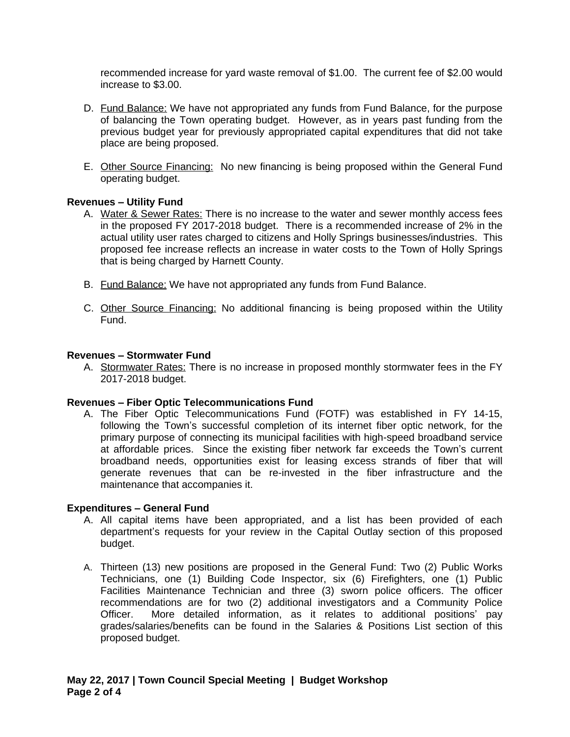recommended increase for yard waste removal of $1.00. The current fee of $2.00 would increase to $3.00.

D. Fund Balance: We have not appropriated any funds from Fund Balance, for the purpose of balancing the Town operating budget. However, as in years past funding from the previous budget year for previously appropriated capital expenditures that did not take place are being proposed.

E. Other Source Financing: No new financing is being proposed within the General Fund operating budget.

**Revenues – Utility Fund**

A. Water & Sewer Rates: There is no increase to the water and sewer monthly access fees in the proposed FY 2017-2018 budget. There is a recommended increase of 2% in the actual utility user rates charged to citizens and Holly Springs businesses/industries. This proposed fee increase reflects an increase in water costs to the Town of Holly Springs that is being charged by Harnett County.

B. Fund Balance: We have not appropriated any funds from Fund Balance.

C. Other Source Financing: No additional financing is being proposed within the Utility Fund.

**Revenues – Stormwater Fund**

A. Stormwater Rates: There is no increase in proposed monthly stormwater fees in the FY 2017-2018 budget.

**Revenues – Fiber Optic Telecommunications Fund**

A. The Fiber Optic Telecommunications Fund (FOTF) was established in FY 14-15, following the Town's successful completion of its internet fiber optic network, for the primary purpose of connecting its municipal facilities with high-speed broadband service at affordable prices. Since the existing fiber network far exceeds the Town's current broadband needs, opportunities exist for leasing excess strands of fiber that will generate revenues that can be re-invested in the fiber infrastructure and the maintenance that accompanies it.

**Expenditures – General Fund**

A. All capital items have been appropriated, and a list has been provided of each department's requests for your review in the Capital Outlay section of this proposed budget.

A. Thirteen (13) new positions are proposed in the General Fund: Two (2) Public Works Technicians, one (1) Building Code Inspector, six (6) Firefighters, one (1) Public Facilities Maintenance Technician and three (3) sworn police officers. The officer recommendations are for two (2) additional investigators and a Community Police Officer. More detailed information, as it relates to additional positions' pay grades/salaries/benefits can be found in the Salaries & Positions List section of this proposed budget.

**May 22, 2017 | Town Council Special Meeting | Budget Workshop**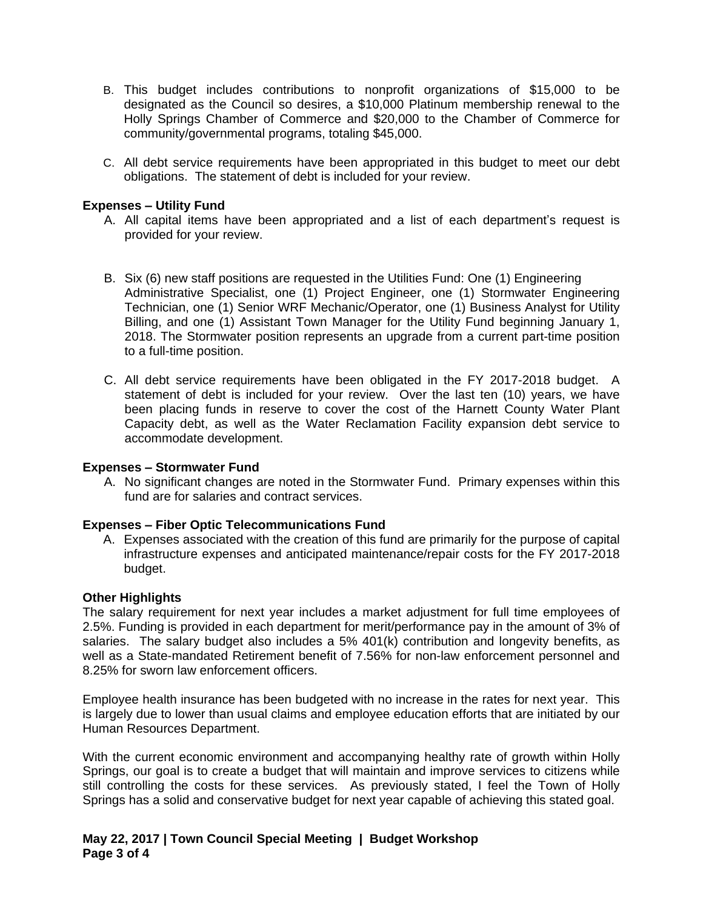B. This budget includes contributions to nonprofit organizations of $15,000 to be designated as the Council so desires, a $10,000 Platinum membership renewal to the Holly Springs Chamber of Commerce and $20,000 to the Chamber of Commerce for community/governmental programs, totaling $45,000.

C. All debt service requirements have been appropriated in this budget to meet our debt obligations. The statement of debt is included for your review.

**Expenses – Utility Fund**

A. All capital items have been appropriated and a list of each department's request is provided for your review.

B. Six (6) new staff positions are requested in the Utilities Fund: One (1) Engineering Administrative Specialist, one (1) Project Engineer, one (1) Stormwater Engineering Technician, one (1) Senior WRF Mechanic/Operator, one (1) Business Analyst for Utility Billing, and one (1) Assistant Town Manager for the Utility Fund beginning January 1, 2018. The Stormwater position represents an upgrade from a current part-time position to a full-time position.

C. All debt service requirements have been obligated in the FY 2017-2018 budget. A statement of debt is included for your review. Over the last ten (10) years, we have been placing funds in reserve to cover the cost of the Harnett County Water Plant Capacity debt, as well as the Water Reclamation Facility expansion debt service to accommodate development.

**Expenses – Stormwater Fund**

A. No significant changes are noted in the Stormwater Fund. Primary expenses within this fund are for salaries and contract services.

**Expenses – Fiber Optic Telecommunications Fund**

A. Expenses associated with the creation of this fund are primarily for the purpose of capital infrastructure expenses and anticipated maintenance/repair costs for the FY 2017-2018 budget.

**Other Highlights**

The salary requirement for next year includes a market adjustment for full time employees of 2.5%. Funding is provided in each department for merit/performance pay in the amount of 3% of salaries. The salary budget also includes a 5% 401(k) contribution and longevity benefits, as well as a State-mandated Retirement benefit of 7.56% for non-law enforcement personnel and 8.25% for sworn law enforcement officers.

Employee health insurance has been budgeted with no increase in the rates for next year. This is largely due to lower than usual claims and employee education efforts that are initiated by our Human Resources Department.

With the current economic environment and accompanying healthy rate of growth within Holly Springs, our goal is to create a budget that will maintain and improve services to citizens while still controlling the costs for these services. As previously stated, I feel the Town of Holly Springs has a solid and conservative budget for next year capable of achieving this stated goal.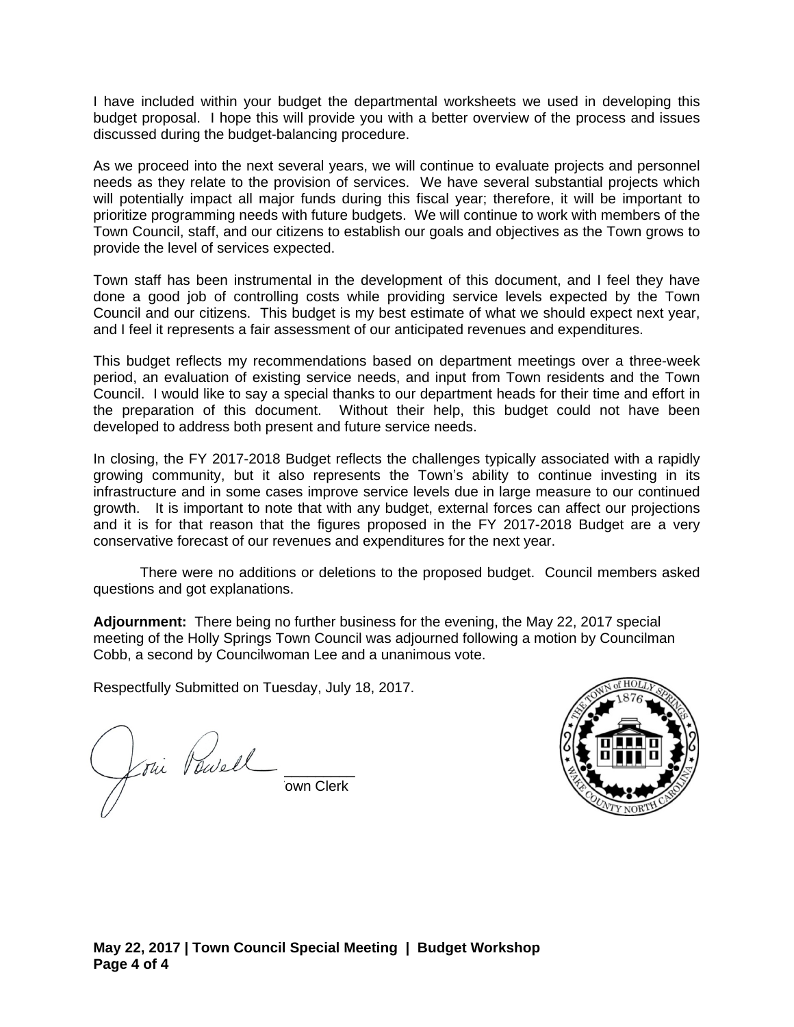I have included within your budget the departmental worksheets we used in developing this budget proposal. I hope this will provide you with a better overview of the process and issues discussed during the budget-balancing procedure.

As we proceed into the next several years, we will continue to evaluate projects and personnel needs as they relate to the provision of services. We have several substantial projects which will potentially impact all major funds during this fiscal year; therefore, it will be important to prioritize programming needs with future budgets. We will continue to work with members of the Town Council, staff, and our citizens to establish our goals and objectives as the Town grows to provide the level of services expected.

Town staff has been instrumental in the development of this document, and I feel they have done a good job of controlling costs while providing service levels expected by the Town Council and our citizens. This budget is my best estimate of what we should expect next year, and I feel it represents a fair assessment of our anticipated revenues and expenditures.

This budget reflects my recommendations based on department meetings over a three-week period, an evaluation of existing service needs, and input from Town residents and the Town Council. I would like to say a special thanks to our department heads for their time and effort in the preparation of this document. Without their help, this budget could not have been developed to address both present and future service needs.

In closing, the FY 2017-2018 Budget reflects the challenges typically associated with a rapidly growing community, but it also represents the Town's ability to continue investing in its infrastructure and in some cases improve service levels due in large measure to our continued growth. It is important to note that with any budget, external forces can affect our projections and it is for that reason that the figures proposed in the FY 2017-2018 Budget are a very conservative forecast of our revenues and expenditures for the next year.

There were no additions or deletions to the proposed budget. Council members asked questions and got explanations.

**Adjournment:** There being no further business for the evening, the May 22, 2017 special meeting of the Holly Springs Town Council was adjourned following a motion by Councilman Cobb, a second by Councilwoman Lee and a unanimous vote.

Respectfully Submitted on Tuesday, July 18, 2017.

Joni Powell ________ Town Clerk